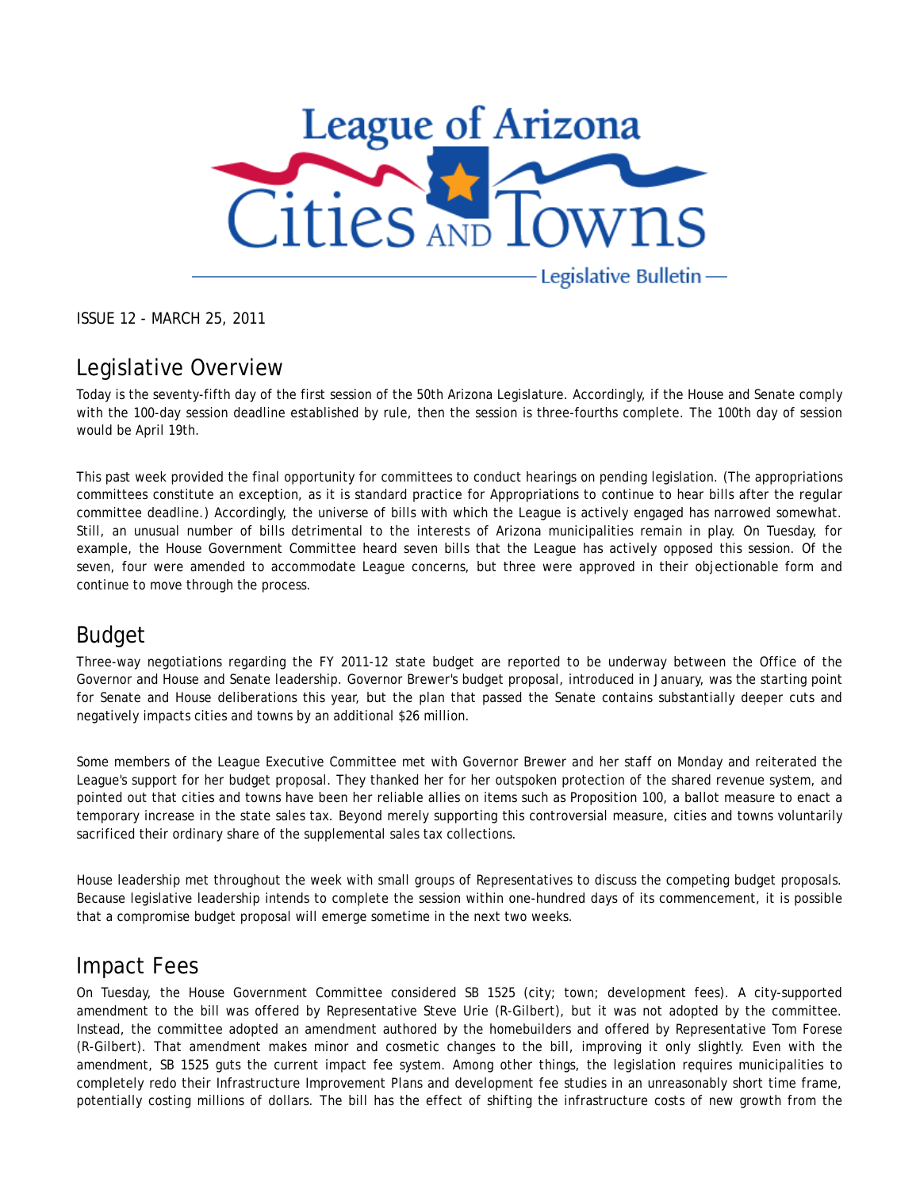# League of Arizona Cities and Towns

Legislative Bulletin

ISSUE 12 - MARCH 25, 2011

## Legislative Overview

Today is the seventy-fifth day of the first session of the 50th Arizona Legislature. Accordingly, if the House and Senate comply with the 100-day session deadline established by rule, then the session is three-fourths complete. The 100th day of session would be April 19th.

This past week provided the final opportunity for committees to conduct hearings on pending legislation. (The appropriations committees constitute an exception, as it is standard practice for Appropriations to continue to hear bills after the regular committee deadline.) Accordingly, the universe of bills with which the League is actively engaged has narrowed somewhat. Still, an unusual number of bills detrimental to the interests of Arizona municipalities remain in play. On Tuesday, for example, the House Government Committee heard seven bills that the League has actively opposed this session. Of the seven, four were amended to accommodate League concerns, but three were approved in their objectionable form and continue to move through the process.

## Budget

Three-way negotiations regarding the FY 2011-12 state budget are reported to be underway between the Office of the Governor and House and Senate leadership. Governor Brewer's budget proposal, introduced in January, was the starting point for Senate and House deliberations this year, but the plan that passed the Senate contains substantially deeper cuts and negatively impacts cities and towns by an additional $26 million.

Some members of the League Executive Committee met with Governor Brewer and her staff on Monday and reiterated the League's support for her budget proposal. They thanked her for her outspoken protection of the shared revenue system, and pointed out that cities and towns have been her reliable allies on items such as Proposition 100, a ballot measure to enact a temporary increase in the state sales tax. Beyond merely supporting this controversial measure, cities and towns voluntarily sacrificed their ordinary share of the supplemental sales tax collections.

House leadership met throughout the week with small groups of Representatives to discuss the competing budget proposals. Because legislative leadership intends to complete the session within one-hundred days of its commencement, it is possible that a compromise budget proposal will emerge sometime in the next two weeks.

## Impact Fees

On Tuesday, the House Government Committee considered SB 1525 (city; town; development fees). A city-supported amendment to the bill was offered by Representative Steve Urie (R-Gilbert), but it was not adopted by the committee. Instead, the committee adopted an amendment authored by the homebuilders and offered by Representative Tom Forese (R-Gilbert). That amendment makes minor and cosmetic changes to the bill, improving it only slightly. Even with the amendment, SB 1525 guts the current impact fee system. Among other things, the legislation requires municipalities to completely redo their Infrastructure Improvement Plans and development fee studies in an unreasonably short time frame, potentially costing millions of dollars. The bill has the effect of shifting the infrastructure costs of new growth from the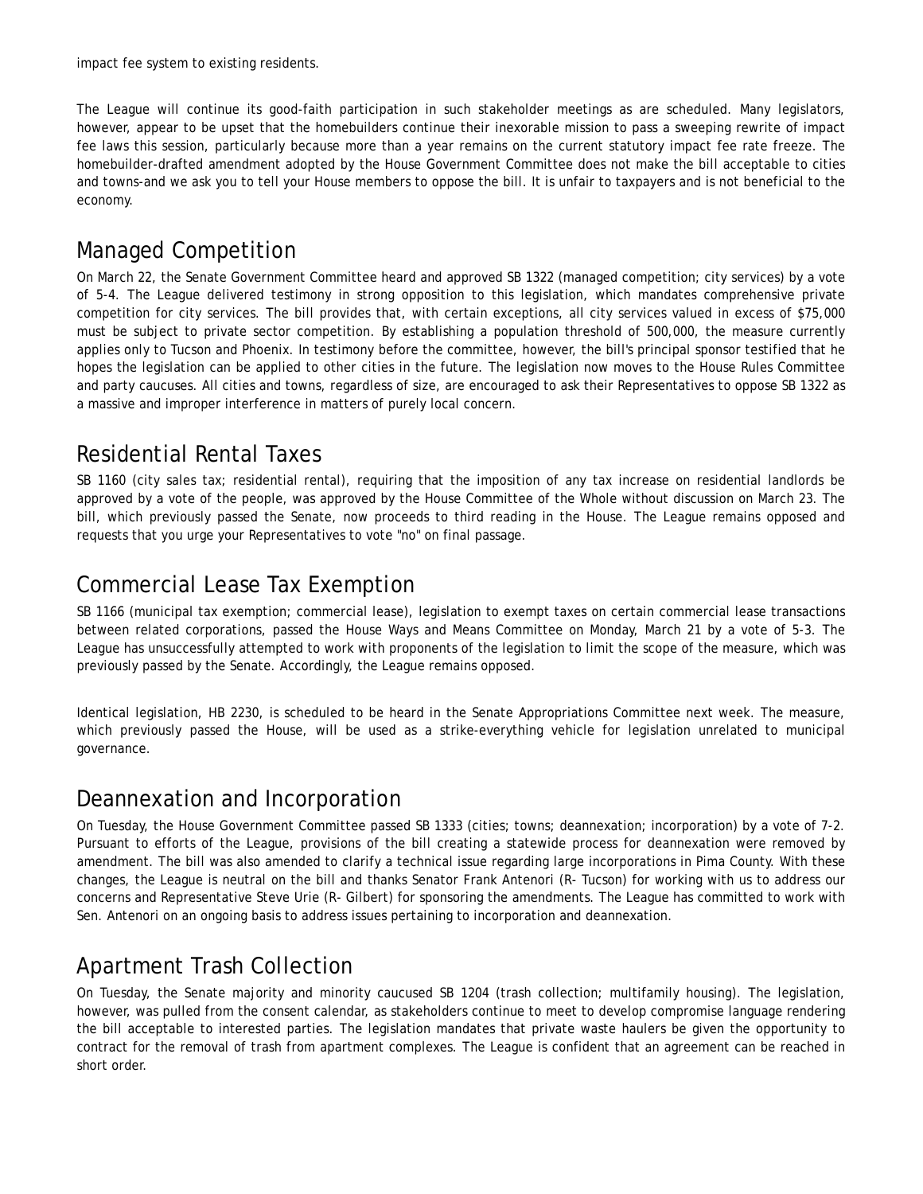impact fee system to existing residents.

The League will continue its good-faith participation in such stakeholder meetings as are scheduled. Many legislators, however, appear to be upset that the homebuilders continue their inexorable mission to pass a sweeping rewrite of impact fee laws this session, particularly because more than a year remains on the current statutory impact fee rate freeze. The homebuilder-drafted amendment adopted by the House Government Committee does not make the bill acceptable to cities and towns-and we ask you to tell your House members to oppose the bill. It is unfair to taxpayers and is not beneficial to the economy.

## Managed Competition

On March 22, the Senate Government Committee heard and approved SB 1322 (managed competition; city services) by a vote of 5-4. The League delivered testimony in strong opposition to this legislation, which mandates comprehensive private competition for city services. The bill provides that, with certain exceptions, all city services valued in excess of $75,000 must be subject to private sector competition. By establishing a population threshold of 500,000, the measure currently applies only to Tucson and Phoenix. In testimony before the committee, however, the bill's principal sponsor testified that he hopes the legislation can be applied to other cities in the future. The legislation now moves to the House Rules Committee and party caucuses. All cities and towns, regardless of size, are encouraged to ask their Representatives to oppose SB 1322 as a massive and improper interference in matters of purely local concern.

## Residential Rental Taxes

SB 1160 (city sales tax; residential rental), requiring that the imposition of any tax increase on residential landlords be approved by a vote of the people, was approved by the House Committee of the Whole without discussion on March 23. The bill, which previously passed the Senate, now proceeds to third reading in the House. The League remains opposed and requests that you urge your Representatives to vote "no" on final passage.

## Commercial Lease Tax Exemption

SB 1166 (municipal tax exemption; commercial lease), legislation to exempt taxes on certain commercial lease transactions between related corporations, passed the House Ways and Means Committee on Monday, March 21 by a vote of 5-3. The League has unsuccessfully attempted to work with proponents of the legislation to limit the scope of the measure, which was previously passed by the Senate. Accordingly, the League remains opposed.

Identical legislation, HB 2230, is scheduled to be heard in the Senate Appropriations Committee next week. The measure, which previously passed the House, will be used as a strike-everything vehicle for legislation unrelated to municipal governance.

## Deannexation and Incorporation

On Tuesday, the House Government Committee passed SB 1333 (cities; towns; deannexation; incorporation) by a vote of 7-2. Pursuant to efforts of the League, provisions of the bill creating a statewide process for deannexation were removed by amendment. The bill was also amended to clarify a technical issue regarding large incorporations in Pima County. With these changes, the League is neutral on the bill and thanks Senator Frank Antenori (R- Tucson) for working with us to address our concerns and Representative Steve Urie (R- Gilbert) for sponsoring the amendments. The League has committed to work with Sen. Antenori on an ongoing basis to address issues pertaining to incorporation and deannexation.

## Apartment Trash Collection

On Tuesday, the Senate majority and minority caucused SB 1204 (trash collection; multifamily housing). The legislation, however, was pulled from the consent calendar, as stakeholders continue to meet to develop compromise language rendering the bill acceptable to interested parties. The legislation mandates that private waste haulers be given the opportunity to contract for the removal of trash from apartment complexes. The League is confident that an agreement can be reached in short order.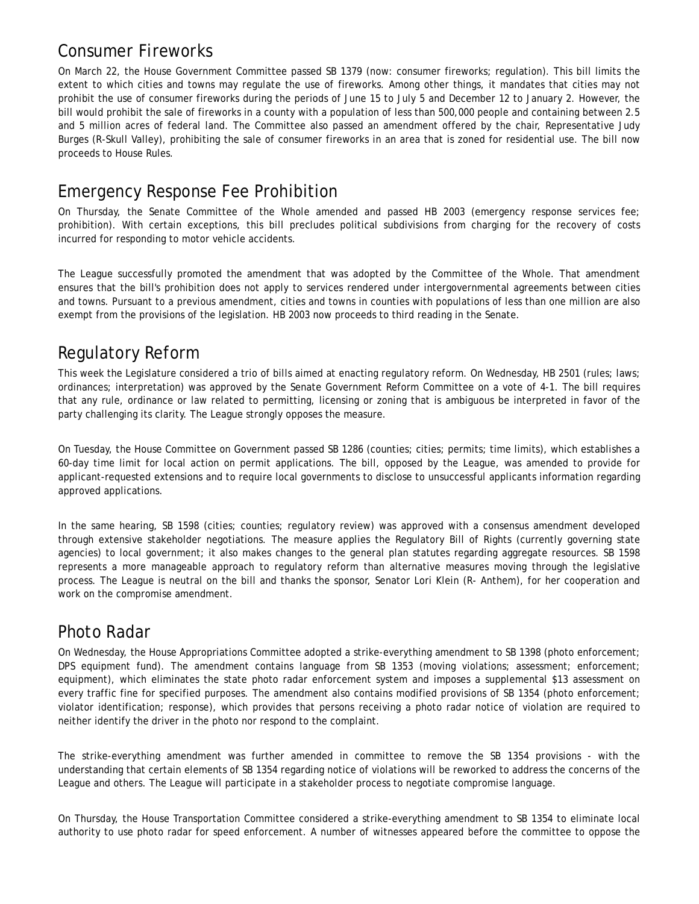## Consumer Fireworks

On March 22, the House Government Committee passed SB 1379 (now: consumer fireworks; regulation). This bill limits the extent to which cities and towns may regulate the use of fireworks. Among other things, it mandates that cities may not prohibit the use of consumer fireworks during the periods of June 15 to July 5 and December 12 to January 2. However, the bill would prohibit the sale of fireworks in a county with a population of less than 500,000 people and containing between 2.5 and 5 million acres of federal land. The Committee also passed an amendment offered by the chair, Representative Judy Burges (R-Skull Valley), prohibiting the sale of consumer fireworks in an area that is zoned for residential use. The bill now proceeds to House Rules.

## Emergency Response Fee Prohibition

On Thursday, the Senate Committee of the Whole amended and passed HB 2003 (emergency response services fee; prohibition). With certain exceptions, this bill precludes political subdivisions from charging for the recovery of costs incurred for responding to motor vehicle accidents.

The League successfully promoted the amendment that was adopted by the Committee of the Whole. That amendment ensures that the bill's prohibition does not apply to services rendered under intergovernmental agreements between cities and towns. Pursuant to a previous amendment, cities and towns in counties with populations of less than one million are also exempt from the provisions of the legislation. HB 2003 now proceeds to third reading in the Senate.

## Regulatory Reform

This week the Legislature considered a trio of bills aimed at enacting regulatory reform. On Wednesday, HB 2501 (rules; laws; ordinances; interpretation) was approved by the Senate Government Reform Committee on a vote of 4-1. The bill requires that any rule, ordinance or law related to permitting, licensing or zoning that is ambiguous be interpreted in favor of the party challenging its clarity. The League strongly opposes the measure.

On Tuesday, the House Committee on Government passed SB 1286 (counties; cities; permits; time limits), which establishes a 60-day time limit for local action on permit applications. The bill, opposed by the League, was amended to provide for applicant-requested extensions and to require local governments to disclose to unsuccessful applicants information regarding approved applications.

In the same hearing, SB 1598 (cities; counties; regulatory review) was approved with a consensus amendment developed through extensive stakeholder negotiations. The measure applies the Regulatory Bill of Rights (currently governing state agencies) to local government; it also makes changes to the general plan statutes regarding aggregate resources. SB 1598 represents a more manageable approach to regulatory reform than alternative measures moving through the legislative process. The League is neutral on the bill and thanks the sponsor, Senator Lori Klein (R- Anthem), for her cooperation and work on the compromise amendment.

## Photo Radar

On Wednesday, the House Appropriations Committee adopted a strike-everything amendment to SB 1398 (photo enforcement; DPS equipment fund). The amendment contains language from SB 1353 (moving violations; assessment; enforcement; equipment), which eliminates the state photo radar enforcement system and imposes a supplemental $13 assessment on every traffic fine for specified purposes. The amendment also contains modified provisions of SB 1354 (photo enforcement; violator identification; response), which provides that persons receiving a photo radar notice of violation are required to neither identify the driver in the photo nor respond to the complaint.

The strike-everything amendment was further amended in committee to remove the SB 1354 provisions - with the understanding that certain elements of SB 1354 regarding notice of violations will be reworked to address the concerns of the League and others. The League will participate in a stakeholder process to negotiate compromise language.

On Thursday, the House Transportation Committee considered a strike-everything amendment to SB 1354 to eliminate local authority to use photo radar for speed enforcement. A number of witnesses appeared before the committee to oppose the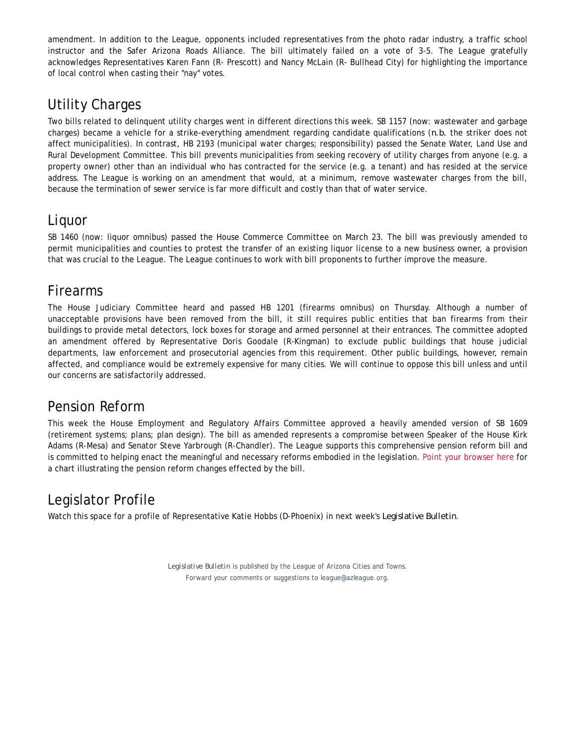amendment. In addition to the League, opponents included representatives from the photo radar industry, a traffic school instructor and the Safer Arizona Roads Alliance. The bill ultimately failed on a vote of 3-5. The League gratefully acknowledges Representatives Karen Fann (R- Prescott) and Nancy McLain (R- Bullhead City) for highlighting the importance of local control when casting their "nay" votes.

## Utility Charges

Two bills related to delinquent utility charges went in different directions this week. SB 1157 (now: wastewater and garbage charges) became a vehicle for a strike-everything amendment regarding candidate qualifications (*n.b.* the striker does not affect municipalities). In contrast, HB 2193 (municipal water charges; responsibility) passed the Senate Water, Land Use and Rural Development Committee. This bill prevents municipalities from seeking recovery of utility charges from anyone (e.g. a property owner) other than an individual who has contracted for the service (e.g. a tenant) and has resided at the service address. The League is working on an amendment that would, at a minimum, remove wastewater charges from the bill, because the termination of sewer service is far more difficult and costly than that of water service.

## Liquor

SB 1460 (now: liquor omnibus) passed the House Commerce Committee on March 23. The bill was previously amended to permit municipalities and counties to protest the transfer of an existing liquor license to a new business owner, a provision that was crucial to the League. The League continues to work with bill proponents to further improve the measure.

## Firearms

The House Judiciary Committee heard and passed HB 1201 (firearms omnibus) on Thursday. Although a number of unacceptable provisions have been removed from the bill, it still requires public entities that ban firearms from their buildings to provide metal detectors, lock boxes for storage and armed personnel at their entrances. The committee adopted an amendment offered by Representative Doris Goodale (R-Kingman) to exclude public buildings that house judicial departments, law enforcement and prosecutorial agencies from this requirement. Other public buildings, however, remain affected, and compliance would be extremely expensive for many cities. We will continue to oppose this bill unless and until our concerns are satisfactorily addressed.

## Pension Reform

This week the House Employment and Regulatory Affairs Committee approved a heavily amended version of SB 1609 (retirement systems; plans; plan design). The bill as amended represents a compromise between Speaker of the House Kirk Adams (R-Mesa) and Senator Steve Yarbrough (R-Chandler). The League supports this comprehensive pension reform bill and is committed to helping enact the meaningful and necessary reforms embodied in the legislation. Point your browser here for a chart illustrating the pension reform changes effected by the bill.

## Legislator Profile

Watch this space for a profile of Representative Katie Hobbs (D-Phoenix) in next week's *Legislative Bulletin*.

*Legislative Bulletin* is published by the League of Arizona Cities and Towns.
Forward your comments or suggestions to league@azleague.org.